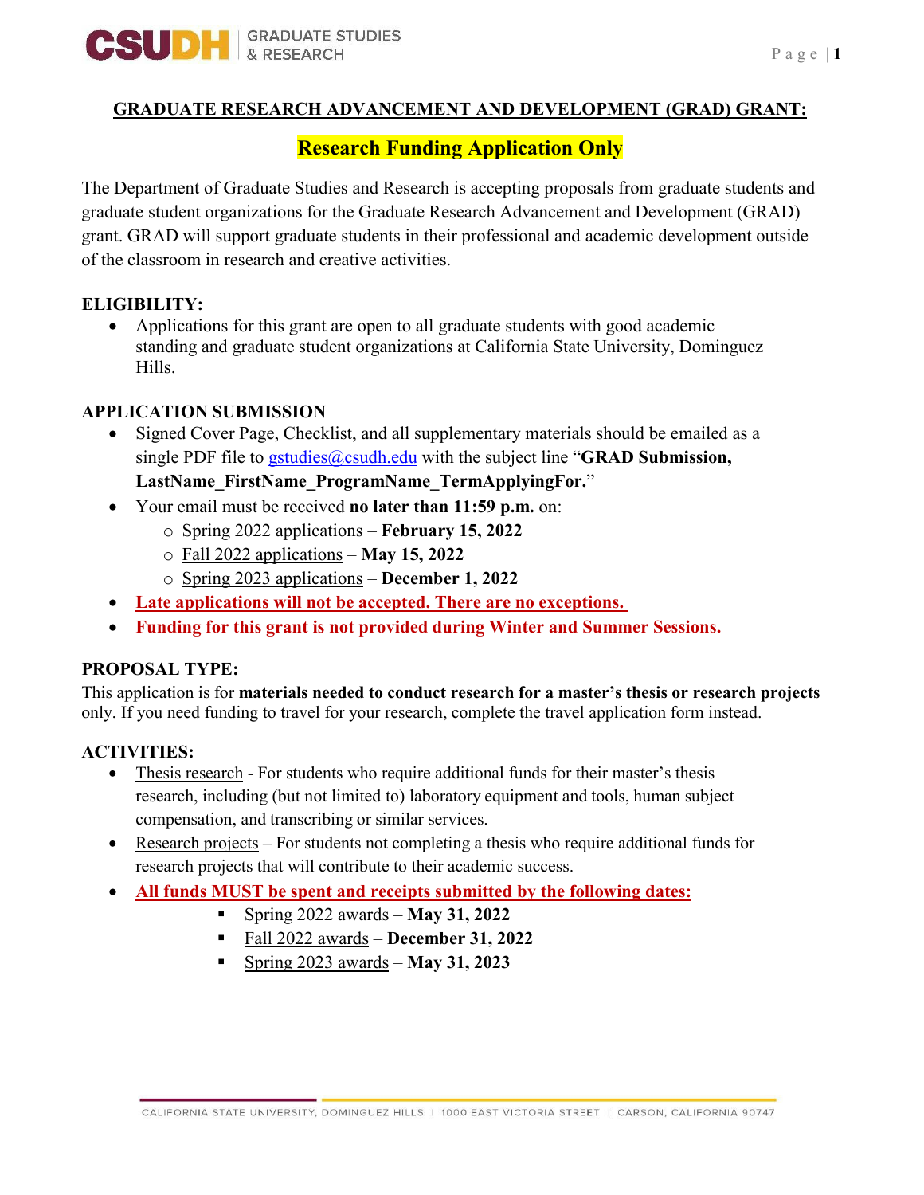# GRADUATE RESEARCH ADVANCEMENT AND DEVELOPMENT (GRAD) GRANT:

## Research Funding Application Only

The Department of Graduate Studies and Research is accepting proposals from graduate students and graduate student organizations for the Graduate Research Advancement and Development (GRAD) grant. GRAD will support graduate students in their professional and academic development outside of the classroom in research and creative activities.

**ELIGIBILITY:**

- Applications for this grant are open to all graduate students with good academic standing and graduate student organizations at California State University, Dominguez Hills.

**APPLICATION SUBMISSION**

- Signed Cover Page, Checklist, and all supplementary materials should be emailed as a single PDF file to gstudies@csudh.edu with the subject line "**GRAD Submission, LastName_FirstName_ProgramName_TermApplyingFor.**"
- Your email must be received **no later than 11:59 p.m.** on:
  - Spring 2022 applications – **February 15, 2022**
  - Fall 2022 applications – **May 15, 2022**
  - Spring 2023 applications – **December 1, 2022**
- **Late applications will not be accepted. There are no exceptions.**
- **Funding for this grant is not provided during Winter and Summer Sessions.**

**PROPOSAL TYPE:**

This application is for **materials needed to conduct research for a master's thesis or research projects** only. If you need funding to travel for your research, complete the travel application form instead.

**ACTIVITIES:**

- Thesis research - For students who require additional funds for their master's thesis research, including (but not limited to) laboratory equipment and tools, human subject compensation, and transcribing or similar services.
- Research projects – For students not completing a thesis who require additional funds for research projects that will contribute to their academic success.
- **All funds MUST be spent and receipts submitted by the following dates:**
  - Spring 2022 awards – **May 31, 2022**
  - Fall 2022 awards – **December 31, 2022**
  - Spring 2023 awards – **May 31, 2023**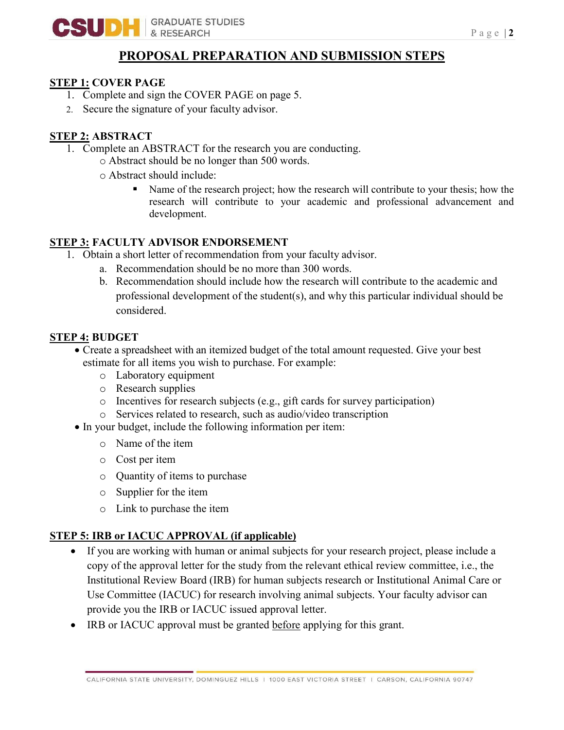# PROPOSAL PREPARATION AND SUBMISSION STEPS

## STEP 1: COVER PAGE

1. Complete and sign the COVER PAGE on page 5.
2. Secure the signature of your faculty advisor.

## STEP 2: ABSTRACT

1. Complete an ABSTRACT for the research you are conducting.
   - Abstract should be no longer than 500 words.
   - Abstract should include:
     - Name of the research project; how the research will contribute to your thesis; how the research will contribute to your academic and professional advancement and development.

## STEP 3: FACULTY ADVISOR ENDORSEMENT

1. Obtain a short letter of recommendation from your faculty advisor.
   a. Recommendation should be no more than 300 words.
   b. Recommendation should include how the research will contribute to the academic and professional development of the student(s), and why this particular individual should be considered.

## STEP 4: BUDGET

- Create a spreadsheet with an itemized budget of the total amount requested. Give your best estimate for all items you wish to purchase. For example:
  - Laboratory equipment
  - Research supplies
  - Incentives for research subjects (e.g., gift cards for survey participation)
  - Services related to research, such as audio/video transcription
- In your budget, include the following information per item:
  - Name of the item
  - Cost per item
  - Quantity of items to purchase
  - Supplier for the item
  - Link to purchase the item

## STEP 5: IRB or IACUC APPROVAL (if applicable)

- If you are working with human or animal subjects for your research project, please include a copy of the approval letter for the study from the relevant ethical review committee, i.e., the Institutional Review Board (IRB) for human subjects research or Institutional Animal Care or Use Committee (IACUC) for research involving animal subjects. Your faculty advisor can provide you the IRB or IACUC issued approval letter.
- IRB or IACUC approval must be granted before applying for this grant.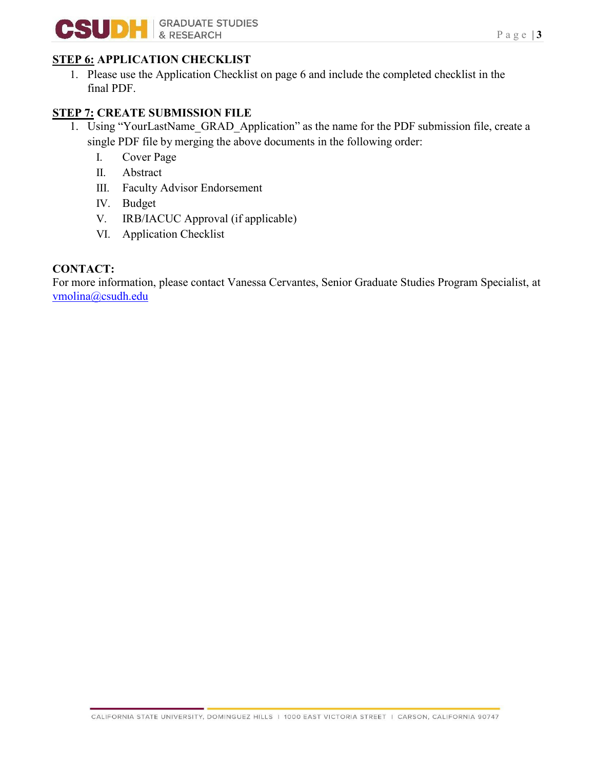## STEP 6: APPLICATION CHECKLIST

1. Please use the Application Checklist on page 6 and include the completed checklist in the final PDF.

## STEP 7: CREATE SUBMISSION FILE

1. Using "YourLastName_GRAD_Application" as the name for the PDF submission file, create a single PDF file by merging the above documents in the following order:
   - I. Cover Page
   - II. Abstract
   - III. Faculty Advisor Endorsement
   - IV. Budget
   - V. IRB/IACUC Approval (if applicable)
   - VI. Application Checklist

## CONTACT:

For more information, please contact Vanessa Cervantes, Senior Graduate Studies Program Specialist, at vmolina@csudh.edu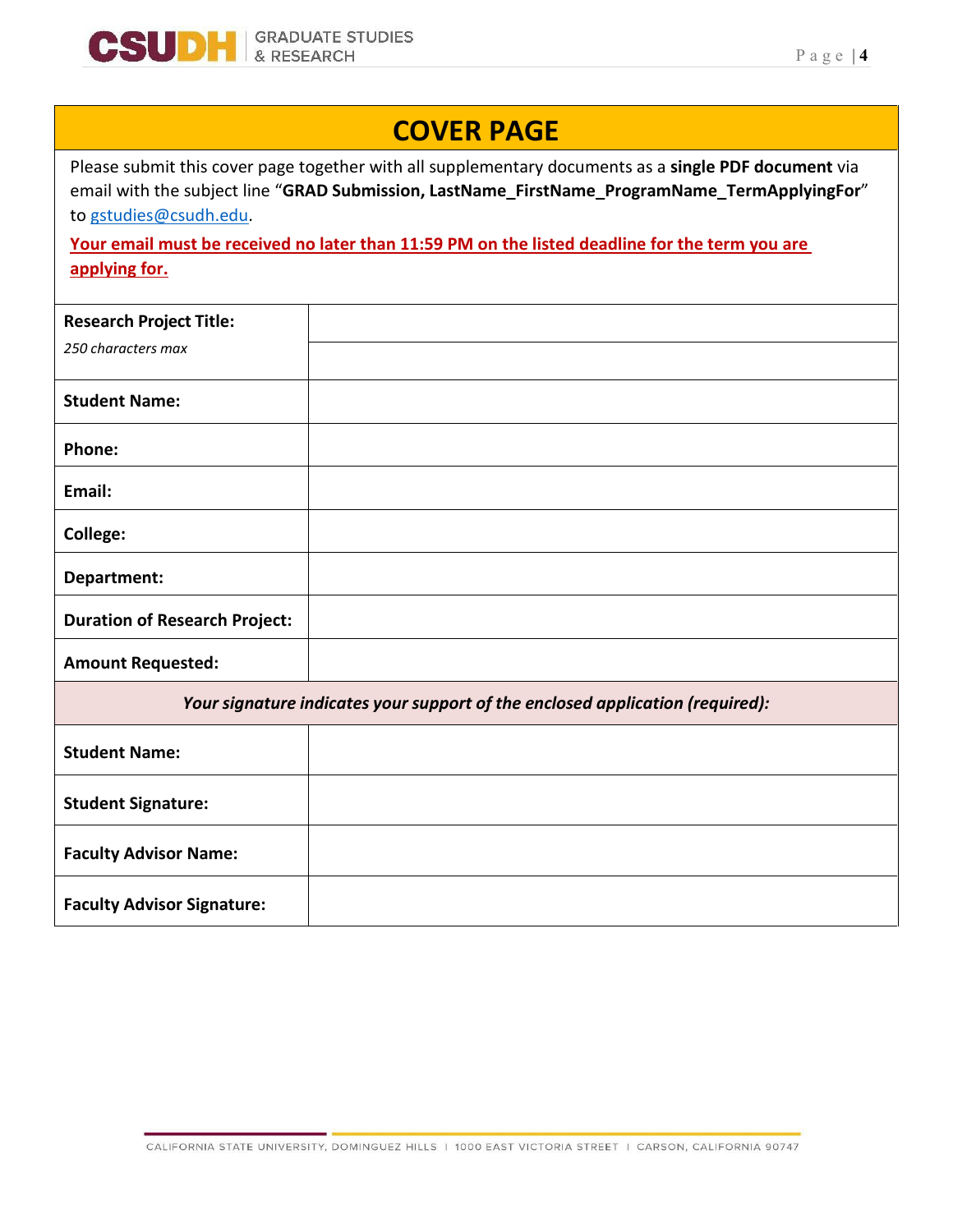# COVER PAGE

Please submit this cover page together with all supplementary documents as a **single PDF document** via email with the subject line "**GRAD Submission, LastName_FirstName_ProgramName_TermApplyingFor**" to gstudies@csudh.edu.

**Your email must be received no later than 11:59 PM on the listed deadline for the term you are applying for.**

| | |
|---|---|
| **Research Project Title:** *250 characters max* | |
| **Student Name:** | |
| **Phone:** | |
| **Email:** | |
| **College:** | |
| **Department:** | |
| **Duration of Research Project:** | |
| **Amount Requested:** | |
| ***Your signature indicates your support of the enclosed application (required):*** | |
| **Student Name:** | |
| **Student Signature:** | |
| **Faculty Advisor Name:** | |
| **Faculty Advisor Signature:** | |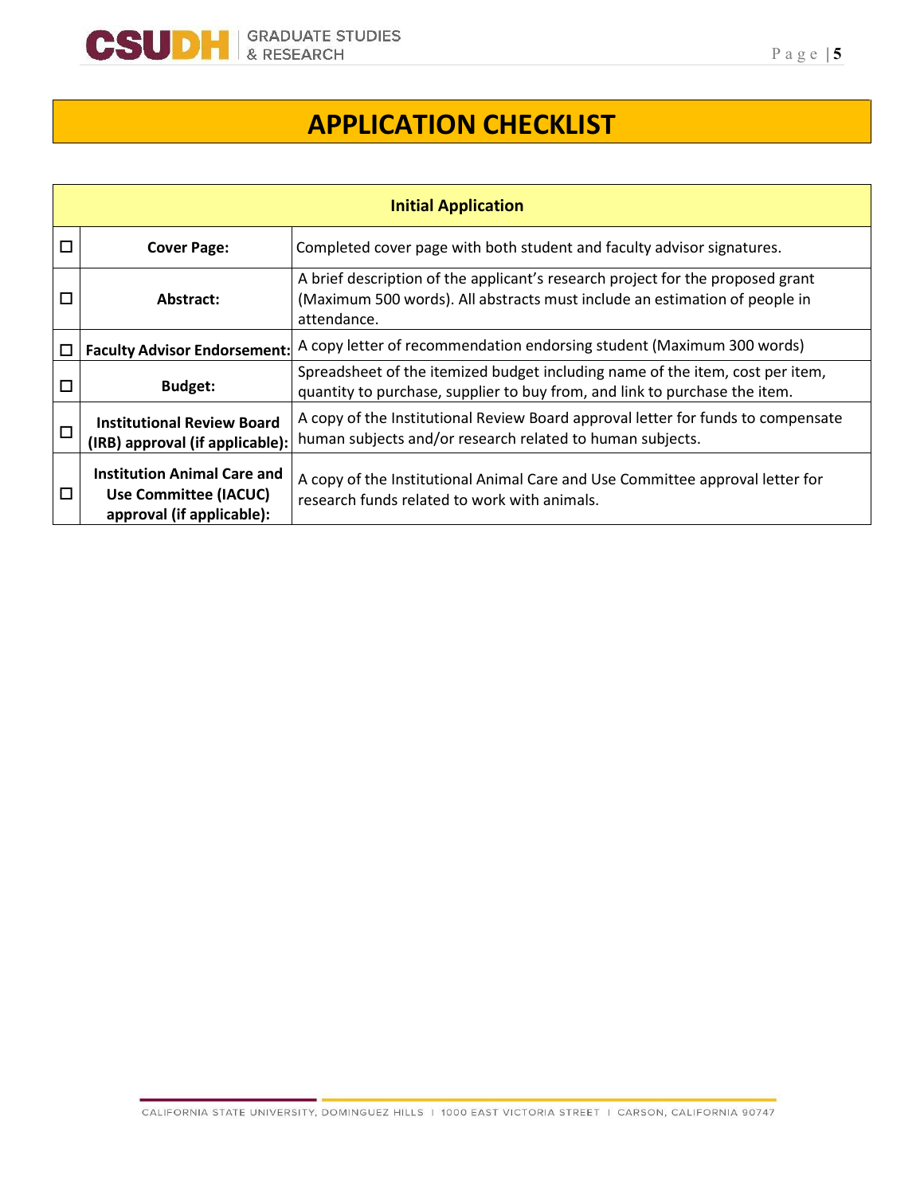# APPLICATION CHECKLIST

| Initial Application | | |
|---|---|---|
| ☐ | **Cover Page:** | Completed cover page with both student and faculty advisor signatures. |
| ☐ | **Abstract:** | A brief description of the applicant's research project for the proposed grant (Maximum 500 words). All abstracts must include an estimation of people in attendance. |
| ☐ | **Faculty Advisor Endorsement:** | A copy letter of recommendation endorsing student (Maximum 300 words) |
| ☐ | **Budget:** | Spreadsheet of the itemized budget including name of the item, cost per item, quantity to purchase, supplier to buy from, and link to purchase the item. |
| ☐ | **Institutional Review Board (IRB) approval (if applicable):** | A copy of the Institutional Review Board approval letter for funds to compensate human subjects and/or research related to human subjects. |
| ☐ | **Institution Animal Care and Use Committee (IACUC) approval (if applicable):** | A copy of the Institutional Animal Care and Use Committee approval letter for research funds related to work with animals. |